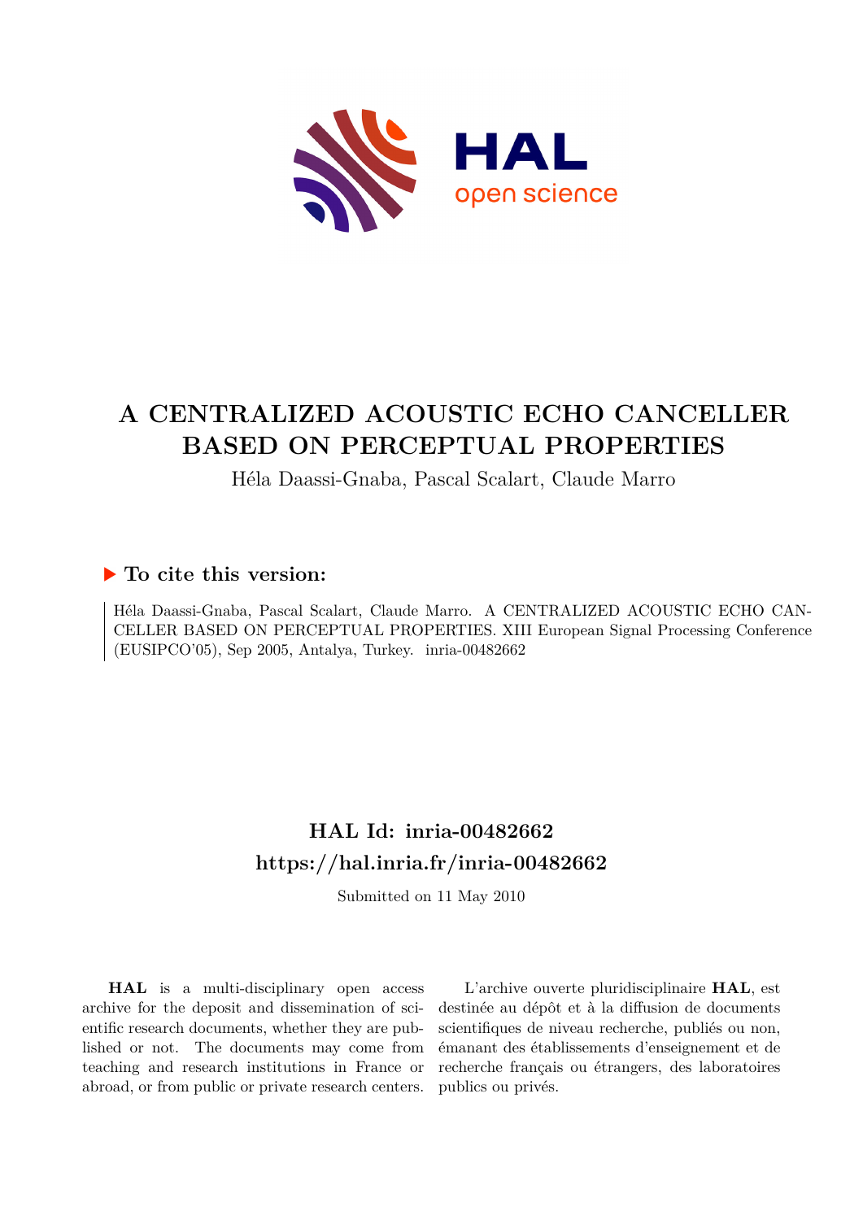# A CENTRALIZED ACOUSTIC ECHO CANCELLER BASED ON PERCEPTUAL PROPERTIES

Héla Daassi-Gnaba, Pascal Scalart, Claude Marro

## ▶ To cite this version:

Héla Daassi-Gnaba, Pascal Scalart, Claude Marro. A CENTRALIZED ACOUSTIC ECHO CANCELLER BASED ON PERCEPTUAL PROPERTIES. XIII European Signal Processing Conference (EUSIPCO'05), Sep 2005, Antalya, Turkey. inria-00482662

## HAL Id: inria-00482662
## https://hal.inria.fr/inria-00482662

Submitted on 11 May 2010

**HAL** is a multi-disciplinary open access archive for the deposit and dissemination of scientific research documents, whether they are published or not. The documents may come from teaching and research institutions in France or abroad, or from public or private research centers.

L'archive ouverte pluridisciplinaire **HAL**, est destinée au dépôt et à la diffusion de documents scientifiques de niveau recherche, publiés ou non, émanant des établissements d'enseignement et de recherche français ou étrangers, des laboratoires publics ou privés.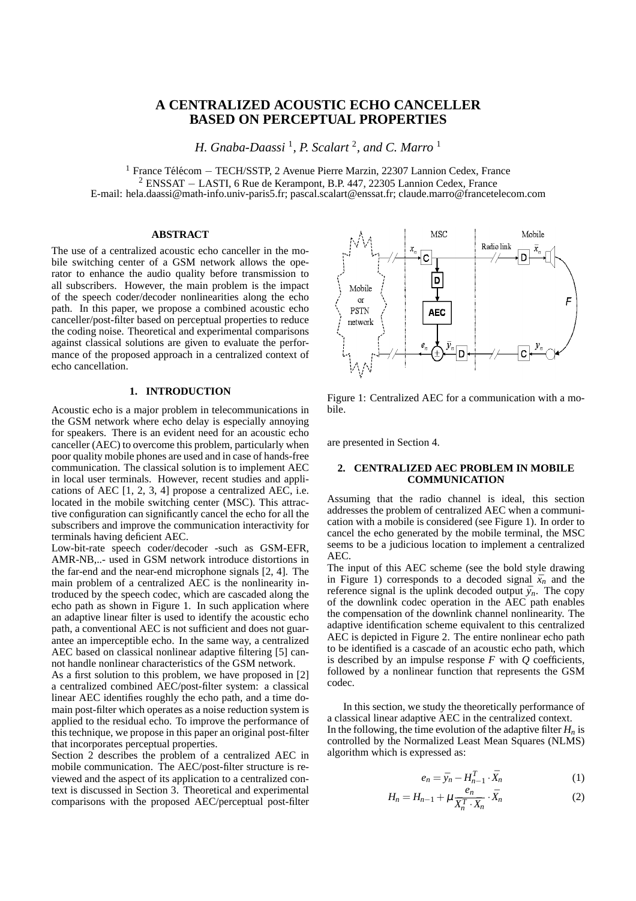# A CENTRALIZED ACOUSTIC ECHO CANCELLER BASED ON PERCEPTUAL PROPERTIES

*H. Gnaba-Daassi* [1], *P. Scalart* [2], *and C. Marro* [1]

[1] France Télécom − TECH/SSTP, 2 Avenue Pierre Marzin, 22307 Lannion Cedex, France
[2] ENSSAT − LASTI, 6 Rue de Kerampont, B.P. 447, 22305 Lannion Cedex, France
E-mail: hela.daassi@math-info.univ-paris5.fr; pascal.scalart@enssat.fr; claude.marro@francetelecom.com

## ABSTRACT

The use of a centralized acoustic echo canceller in the mobile switching center of a GSM network allows the operator to enhance the audio quality before transmission to all subscribers. However, the main problem is the impact of the speech coder/decoder nonlinearities along the echo path. In this paper, we propose a combined acoustic echo canceller/post-filter based on perceptual properties to reduce the coding noise. Theoretical and experimental comparisons against classical solutions are given to evaluate the performance of the proposed approach in a centralized context of echo cancellation.

## 1. INTRODUCTION

Acoustic echo is a major problem in telecommunications in the GSM network where echo delay is especially annoying for speakers. There is an evident need for an acoustic echo canceller (AEC) to overcome this problem, particularly when poor quality mobile phones are used and in case of hands-free communication. The classical solution is to implement AEC in local user terminals. However, recent studies and applications of AEC [1, 2, 3, 4] propose a centralized AEC, i.e. located in the mobile switching center (MSC). This attractive configuration can significantly cancel the echo for all the subscribers and improve the communication interactivity for terminals having deficient AEC.

Low-bit-rate speech coder/decoder -such as GSM-EFR, AMR-NB,..- used in GSM network introduce distortions in the far-end and the near-end microphone signals [2, 4]. The main problem of a centralized AEC is the nonlinearity introduced by the speech codec, which are cascaded along the echo path as shown in Figure 1. In such application where an adaptive linear filter is used to identify the acoustic echo path, a conventional AEC is not sufficient and does not guarantee an imperceptible echo. In the same way, a centralized AEC based on classical nonlinear adaptive filtering [5] cannot handle nonlinear characteristics of the GSM network.

As a first solution to this problem, we have proposed in [2] a centralized combined AEC/post-filter system: a classical linear AEC identifies roughly the echo path, and a time domain post-filter which operates as a noise reduction system is applied to the residual echo. To improve the performance of this technique, we propose in this paper an original post-filter that incorporates perceptual properties.

Section 2 describes the problem of a centralized AEC in mobile communication. The AEC/post-filter structure is reviewed and the aspect of its application to a centralized context is discussed in Section 3. Theoretical and experimental comparisons with the proposed AEC/perceptual post-filter are presented in Section 4.

Figure 1: Centralized AEC for a communication with a mobile.

## 2. CENTRALIZED AEC PROBLEM IN MOBILE COMMUNICATION

Assuming that the radio channel is ideal, this section addresses the problem of centralized AEC when a communication with a mobile is considered (see Figure 1). In order to cancel the echo generated by the mobile terminal, the MSC seems to be a judicious location to implement a centralized AEC.

The input of this AEC scheme (see the bold style drawing in Figure 1) corresponds to a decoded signal $\bar{x}_n$ and the reference signal is the uplink decoded output $\bar{y}_n$. The copy of the downlink codec operation in the AEC path enables the compensation of the downlink channel nonlinearity. The adaptive identification scheme equivalent to this centralized AEC is depicted in Figure 2. The entire nonlinear echo path to be identified is a cascade of an acoustic echo path, which is described by an impulse response $F$ with $Q$ coefficients, followed by a nonlinear function that represents the GSM codec.

In this section, we study the theoretically performance of a classical linear adaptive AEC in the centralized context.

In the following, the time evolution of the adaptive filter $H_n$ is controlled by the Normalized Least Mean Squares (NLMS) algorithm which is expressed as:

$$e_n = \bar{y}_n - H_{n-1}^T \cdot \bar{X}_n \tag{1}$$

$$H_n = H_{n-1} + \mu \frac{e_n}{\bar{X}_n^T \cdot \bar{X}_n} \cdot \bar{X}_n \tag{2}$$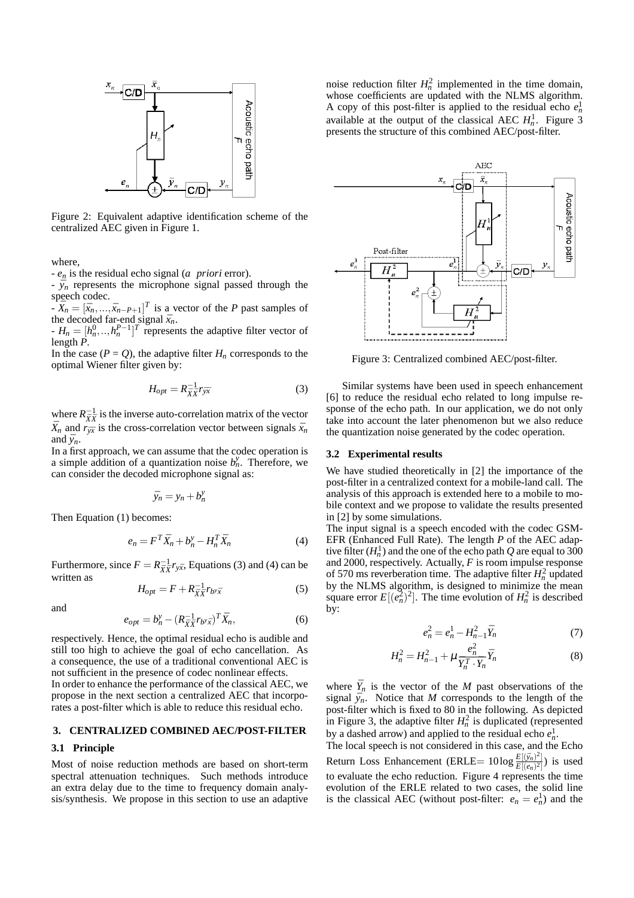Figure 2: Equivalent adaptive identification scheme of the centralized AEC given in Figure 1.

where,

- $e_n$ is the residual echo signal (*a priori* error).
- $\bar{y}_n$ represents the microphone signal passed through the speech codec.
- $\bar{X}_n = [\bar{x}_n, ..., \bar{x}_{n-P+1}]^T$ is a vector of the $P$ past samples of the decoded far-end signal $\bar{x}_n$.
- $H_n = [h_n^0, .., h_n^{P-1}]^T$ represents the adaptive filter vector of length $P$.

In the case ($P = Q$), the adaptive filter $H_n$ corresponds to the optimal Wiener filter given by:

$$H_{opt} = R_{\bar{X}\bar{X}}^{-1} r_{\bar{y}\bar{x}} \tag{3}$$

where $R_{\bar{X}\bar{X}}^{-1}$ is the inverse auto-correlation matrix of the vector $\bar{X}_n$ and $r_{\bar{y}\bar{x}}$ is the cross-correlation vector between signals $\bar{x}_n$ and $\bar{y}_n$.

In a first approach, we can assume that the codec operation is a simple addition of a quantization noise $b_n^y$. Therefore, we can consider the decoded microphone signal as:

$$\bar{y}_n = y_n + b_n^y$$

Then Equation (1) becomes:

$$e_n = F^T \bar{X}_n + b_n^y - H_n^T \bar{X}_n \tag{4}$$

Furthermore, since $F = R_{\bar{X}\bar{X}}^{-1} r_{y\bar{x}}$, Equations (3) and (4) can be written as

$$H_{opt} = F + R_{\bar{X}\bar{X}}^{-1} r_{b^y\bar{x}} \tag{5}$$

and

$$e_{opt} = b_n^y - (R_{\bar{X}\bar{X}}^{-1} r_{b^y\bar{x}})^T \bar{X}_n, \tag{6}$$

respectively. Hence, the optimal residual echo is audible and still too high to achieve the goal of echo cancellation. As a consequence, the use of a traditional conventional AEC is not sufficient in the presence of codec nonlinear effects.

In order to enhance the performance of the classical AEC, we propose in the next section a centralized AEC that incorporates a post-filter which is able to reduce this residual echo.

## 3. CENTRALIZED COMBINED AEC/POST-FILTER

### 3.1 Principle

Most of noise reduction methods are based on short-term spectral attenuation techniques. Such methods introduce an extra delay due to the time to frequency domain analysis/synthesis. We propose in this section to use an adaptive noise reduction filter $H_n^2$ implemented in the time domain, whose coefficients are updated with the NLMS algorithm. A copy of this post-filter is applied to the residual echo $e_n^1$ available at the output of the classical AEC $H_n^1$. Figure 3 presents the structure of this combined AEC/post-filter.

Figure 3: Centralized combined AEC/post-filter.

Similar systems have been used in speech enhancement [6] to reduce the residual echo related to long impulse response of the echo path. In our application, we do not only take into account the later phenomenon but we also reduce the quantization noise generated by the codec operation.

### 3.2 Experimental results

We have studied theoretically in [2] the importance of the post-filter in a centralized context for a mobile-land call. The analysis of this approach is extended here to a mobile to mobile context and we propose to validate the results presented in [2] by some simulations.

The input signal is a speech encoded with the codec GSM-EFR (Enhanced Full Rate). The length $P$ of the AEC adaptive filter ($H_n^1$) and the one of the echo path $Q$ are equal to 300 and 2000, respectively. Actually, $F$ is room impulse response of 570 ms reverberation time. The adaptive filter $H_n^2$ updated by the NLMS algorithm, is designed to minimize the mean square error $E[(e_n^2)^2]$. The time evolution of $H_n^2$ is described by:

$$e_n^2 = e_n^1 - H_{n-1}^2 \bar{Y}_n \tag{7}$$

$$H_n^2 = H_{n-1}^2 + \mu \frac{e_n^2}{\bar{Y}_n^T \cdot \bar{Y}_n} \bar{Y}_n \tag{8}$$

where $\bar{Y}_n$ is the vector of the $M$ past observations of the signal $\bar{y}_n$. Notice that $M$ corresponds to the length of the post-filter which is fixed to 80 in the following. As depicted in Figure 3, the adaptive filter $H_n^2$ is duplicated (represented by a dashed arrow) and applied to the residual echo $e_n^1$.

The local speech is not considered in this case, and the Echo Return Loss Enhancement (ERLE$= 10\log\frac{E[(\bar{y}_n)^2]}{E[(e_n)^2]}$) is used to evaluate the echo reduction. Figure 4 represents the time evolution of the ERLE related to two cases, the solid line is the classical AEC (without post-filter: $e_n = e_n^1$) and the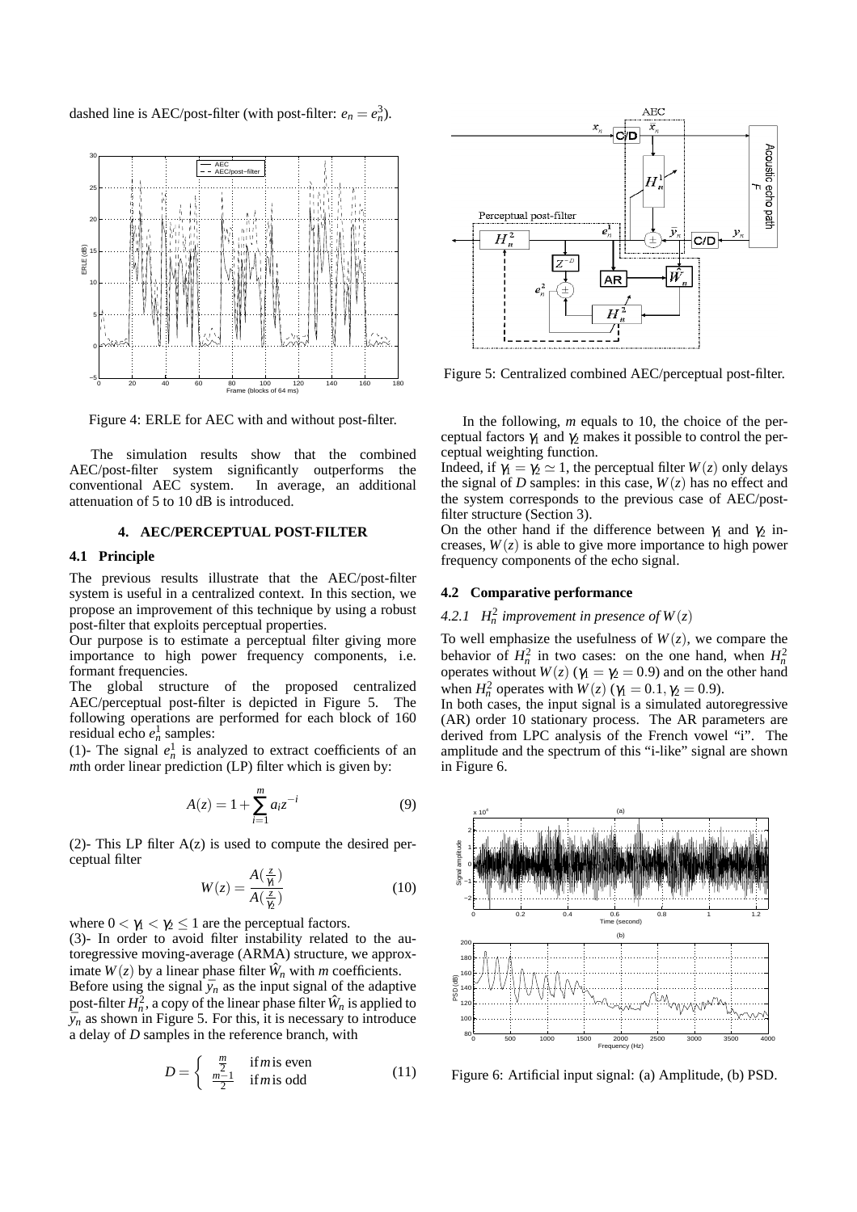dashed line is AEC/post-filter (with post-filter: $e_n = e_n^3$).

Figure 4: ERLE for AEC with and without post-filter.

The simulation results show that the combined AEC/post-filter system significantly outperforms the conventional AEC system. In average, an additional attenuation of 5 to 10 dB is introduced.

## 4. AEC/PERCEPTUAL POST-FILTER

### 4.1 Principle

The previous results illustrate that the AEC/post-filter system is useful in a centralized context. In this section, we propose an improvement of this technique by using a robust post-filter that exploits perceptual properties.

Our purpose is to estimate a perceptual filter giving more importance to high power frequency components, i.e. formant frequencies.

The global structure of the proposed centralized AEC/perceptual post-filter is depicted in Figure 5. The following operations are performed for each block of 160 residual echo $e_n^1$ samples:

(1)- The signal $e_n^1$ is analyzed to extract coefficients of an $m$th order linear prediction (LP) filter which is given by:

$$A(z) = 1 + \sum_{i=1}^{m} a_i z^{-i} \tag{9}$$

(2)- This LP filter A(z) is used to compute the desired perceptual filter

$$W(z) = \frac{A(\frac{z}{\gamma_1})}{A(\frac{z}{\gamma_2})} \tag{10}$$

where $0 < \gamma_1 < \gamma_2 \leq 1$ are the perceptual factors.

(3)- In order to avoid filter instability related to the autoregressive moving-average (ARMA) structure, we approximate $W(z)$ by a linear phase filter $\hat{W}_n$ with $m$ coefficients.

Before using the signal $\bar{y}_n$ as the input signal of the adaptive post-filter $H_n^2$, a copy of the linear phase filter $\hat{W}_n$ is applied to $\bar{y}_n$ as shown in Figure 5. For this, it is necessary to introduce a delay of $D$ samples in the reference branch, with

$$D = \begin{cases} \frac{m}{2} & \text{if } m \text{ is even} \\ \frac{m-1}{2} & \text{if } m \text{ is odd} \end{cases} \tag{11}$$

Figure 5: Centralized combined AEC/perceptual post-filter.

In the following, $m$ equals to 10, the choice of the perceptual factors $\gamma_1$ and $\gamma_2$ makes it possible to control the perceptual weighting function.

Indeed, if $\gamma_1 = \gamma_2 \simeq 1$, the perceptual filter $W(z)$ only delays the signal of $D$ samples: in this case, $W(z)$ has no effect and the system corresponds to the previous case of AEC/post-filter structure (Section 3).

On the other hand if the difference between $\gamma_1$ and $\gamma_2$ increases, $W(z)$ is able to give more importance to high power frequency components of the echo signal.

### 4.2 Comparative performance

#### 4.2.1 $H_n^2$ improvement in presence of $W(z)$

To well emphasize the usefulness of $W(z)$, we compare the behavior of $H_n^2$ in two cases: on the one hand, when $H_n^2$ operates without $W(z)$ ($\gamma_1 = \gamma_2 = 0.9$) and on the other hand when $H_n^2$ operates with $W(z)$ ($\gamma_1 = 0.1, \gamma_2 = 0.9$).

In both cases, the input signal is a simulated autoregressive (AR) order 10 stationary process. The AR parameters are derived from LPC analysis of the French vowel "i". The amplitude and the spectrum of this "i-like" signal are shown in Figure 6.

Figure 6: Artificial input signal: (a) Amplitude, (b) PSD.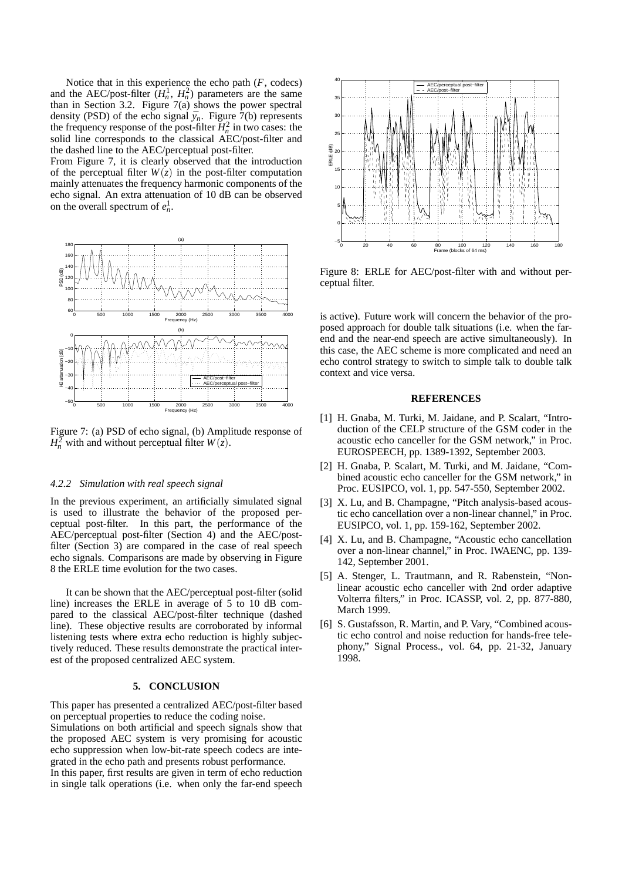Notice that in this experience the echo path ($F$, codecs) and the AEC/post-filter ($H_n^1$, $H_n^2$) parameters are the same than in Section 3.2. Figure 7(a) shows the power spectral density (PSD) of the echo signal $\bar{y}_n$. Figure 7(b) represents the frequency response of the post-filter $H_n^2$ in two cases: the solid line corresponds to the classical AEC/post-filter and the dashed line to the AEC/perceptual post-filter.
From Figure 7, it is clearly observed that the introduction of the perceptual filter $W(z)$ in the post-filter computation mainly attenuates the frequency harmonic components of the echo signal. An extra attenuation of 10 dB can be observed on the overall spectrum of $e_n^1$.

(a)
PSD (dB)
180
160
140
120
100
80
60
0 500 1000 1500 2000 2500 3000 3500 4000
Frequency (Hz)

(b)
H2 attenuation (dB)
0
−10
−20
−30
−40
−50
0 500 1000 1500 2000 2500 3000 3500 4000
Frequency (Hz)
AEC/post–filter
AEC/perceptual post–filter

Figure 7: (a) PSD of echo signal, (b) Amplitude response of $H_n^2$ with and without perceptual filter $W(z)$.

#### *4.2.2 Simulation with real speech signal*

In the previous experiment, an artificially simulated signal is used to illustrate the behavior of the proposed perceptual post-filter. In this part, the performance of the AEC/perceptual post-filter (Section 4) and the AEC/post-filter (Section 3) are compared in the case of real speech echo signals. Comparisons are made by observing in Figure 8 the ERLE time evolution for the two cases.

It can be shown that the AEC/perceptual post-filter (solid line) increases the ERLE in average of 5 to 10 dB compared to the classical AEC/post-filter technique (dashed line). These objective results are corroborated by informal listening tests where extra echo reduction is highly subjectively reduced. These results demonstrate the practical interest of the proposed centralized AEC system.

ERLE (dB)
40
35
30
25
20
15
10
5
0
−5
0 20 40 60 80 100 120 140 160 180
Frame (blocks of 64 ms)
AEC/perceptual post–filter
AEC/post–filter

Figure 8: ERLE for AEC/post-filter with and without perceptual filter.

## 5. CONCLUSION

This paper has presented a centralized AEC/post-filter based on perceptual properties to reduce the coding noise.
Simulations on both artificial and speech signals show that the proposed AEC system is very promising for acoustic echo suppression when low-bit-rate speech codecs are integrated in the echo path and presents robust performance.
In this paper, first results are given in term of echo reduction in single talk operations (i.e. when only the far-end speech is active). Future work will concern the behavior of the proposed approach for double talk situations (i.e. when the far-end and the near-end speech are active simultaneously). In this case, the AEC scheme is more complicated and need an echo control strategy to switch to simple talk to double talk context and vice versa.

## REFERENCES

[1] H. Gnaba, M. Turki, M. Jaidane, and P. Scalart, "Introduction of the CELP structure of the GSM coder in the acoustic echo canceller for the GSM network," in Proc. EUROSPEECH, pp. 1389-1392, September 2003.

[2] H. Gnaba, P. Scalart, M. Turki, and M. Jaidane, "Combined acoustic echo canceller for the GSM network," in Proc. EUSIPCO, vol. 1, pp. 547-550, September 2002.

[3] X. Lu, and B. Champagne, "Pitch analysis-based acoustic echo cancellation over a non-linear channel," in Proc. EUSIPCO, vol. 1, pp. 159-162, September 2002.

[4] X. Lu, and B. Champagne, "Acoustic echo cancellation over a non-linear channel," in Proc. IWAENC, pp. 139-142, September 2001.

[5] A. Stenger, L. Trautmann, and R. Rabenstein, "Nonlinear acoustic echo canceller with 2nd order adaptive Volterra filters," in Proc. ICASSP, vol. 2, pp. 877-880, March 1999.

[6] S. Gustafsson, R. Martin, and P. Vary, "Combined acoustic echo control and noise reduction for hands-free telephony," Signal Process., vol. 64, pp. 21-32, January 1998.